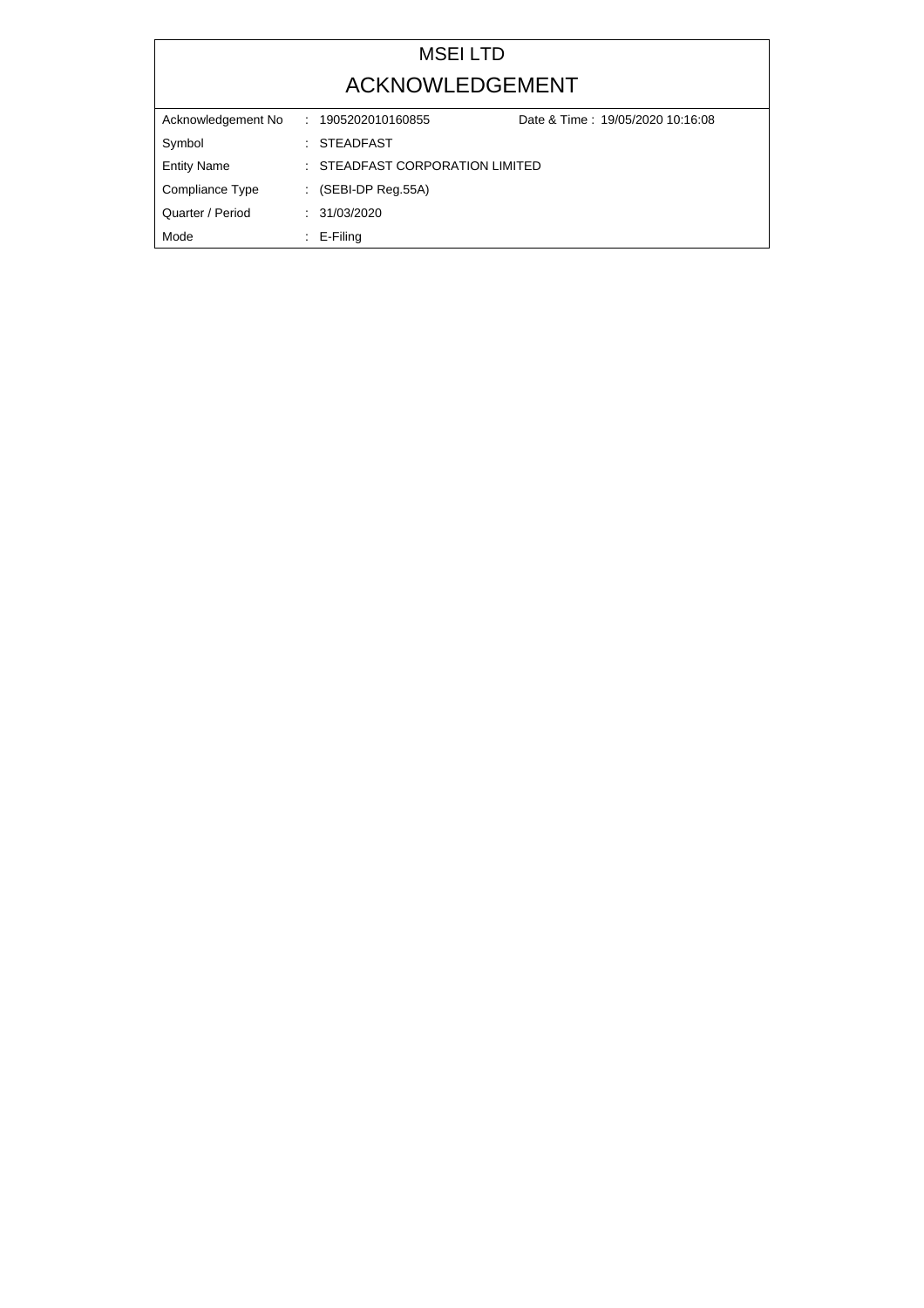# MSEI LTD

## ACKNOWLEDGEMENT

| | | | |
|---|---|---|---|
| Acknowledgement No | : 1905202010160855 | Date & Time : 19/05/2020 10:16:08 | |
| Symbol | : STEADFAST | | |
| Entity Name | : STEADFAST CORPORATION LIMITED | | |
| Compliance Type | : (SEBI-DP Reg.55A) | | |
| Quarter / Period | : 31/03/2020 | | |
| Mode | : E-Filing | | |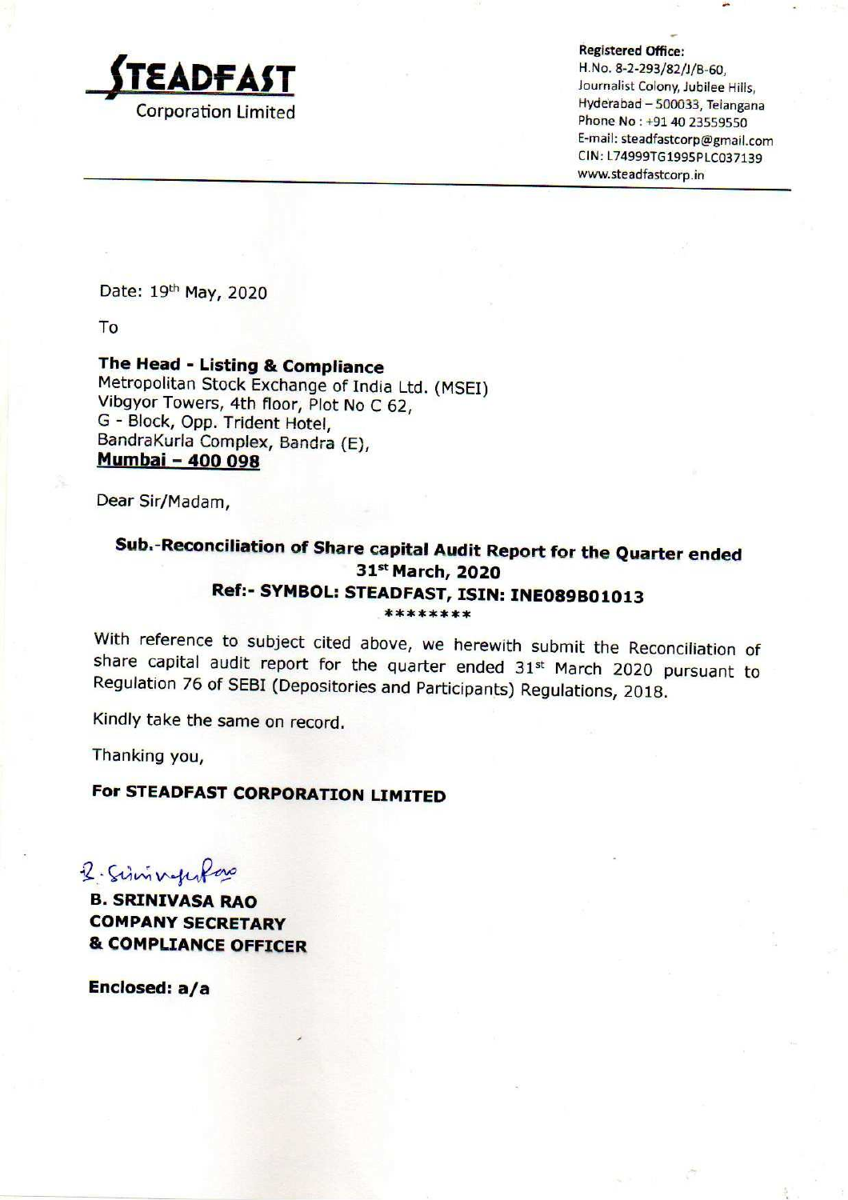**STEADFAST**
Corporation Limited

**Registered Office:**
H.No. 8-2-293/82/J/B-60,
Journalist Colony, Jubilee Hills,
Hyderabad – 500033, Telangana
Phone No : +91 40 23559550
E-mail: steadfastcorp@gmail.com
CIN: L74999TG1995PLC037139
www.steadfastcorp.in

Date: 19th May, 2020

To

**The Head - Listing & Compliance**
Metropolitan Stock Exchange of India Ltd. (MSEI)
Vibgyor Towers, 4th floor, Plot No C 62,
G - Block, Opp. Trident Hotel,
BandraKurla Complex, Bandra (E),
**Mumbai – 400 098**

Dear Sir/Madam,

**Sub.-Reconciliation of Share capital Audit Report for the Quarter ended 31st March, 2020**
**Ref:- SYMBOL: STEADFAST, ISIN: INE089B01013**

********

With reference to subject cited above, we herewith submit the Reconciliation of share capital audit report for the quarter ended 31st March 2020 pursuant to Regulation 76 of SEBI (Depositories and Participants) Regulations, 2018.

Kindly take the same on record.

Thanking you,

**For STEADFAST CORPORATION LIMITED**

B. Srinivasa Rao

**B. SRINIVASA RAO**
**COMPANY SECRETARY**
**& COMPLIANCE OFFICER**

**Enclosed: a/a**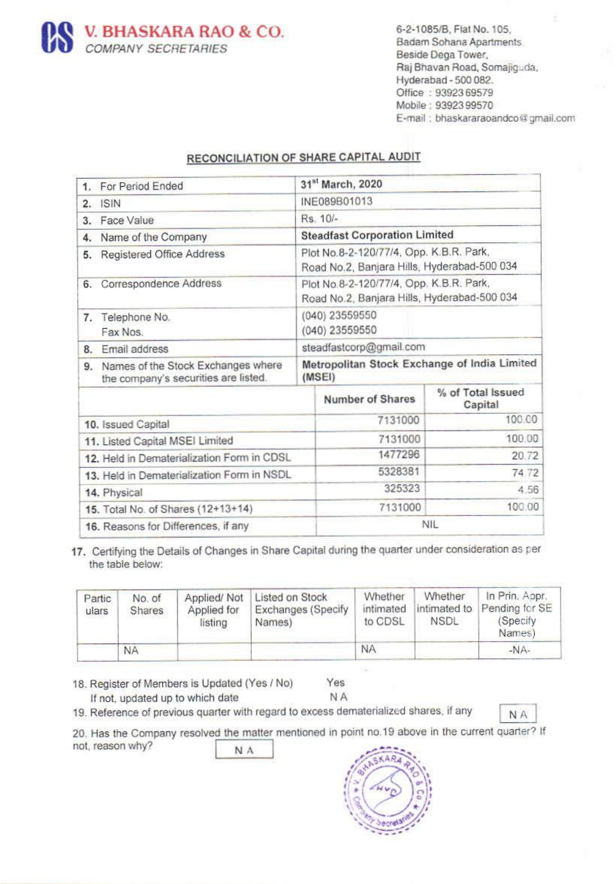# V. BHASKARA RAO & CO.
*COMPANY SECRETARIES*

6-2-1085/B, Flat No. 105,
Badam Sohana Apartments
Beside Dega Tower,
Raj Bhavan Road, Somajiguda,
Hyderabad - 500 082.
Office : 93923 69579
Mobile : 93923 99570
E-mail : bhaskararaoandco@gmail.com

## RECONCILIATION OF SHARE CAPITAL AUDIT

| | | |
|---|---|---|
| 1. For Period Ended | 31st March, 2020 | |
| 2. ISIN | INE089B01013 | |
| 3. Face Value | Rs. 10/- | |
| 4. Name of the Company | **Steadfast Corporation Limited** | |
| 5. Registered Office Address | Plot No.8-2-120/77/4, Opp. K.B.R. Park, Road No.2, Banjara Hills, Hyderabad-500 034 | |
| 6. Correspondence Address | Plot No.8-2-120/77/4, Opp. K.B.R. Park, Road No.2, Banjara Hills, Hyderabad-500 034 | |
| 7. Telephone No. Fax Nos. | (040) 23559550 (040) 23559550 | |
| 8. Email address | steadfastcorp@gmail.com | |
| 9. Names of the Stock Exchanges where the company's securities are listed. | **Metropolitan Stock Exchange of India Limited (MSEI)** | |
| | **Number of Shares** | **% of Total Issued Capital** |
| 10. Issued Capital | 7131000 | 100.00 |
| 11. Listed Capital MSEI Limited | 7131000 | 100.00 |
| 12. Held in Dematerialization Form in CDSL | 1477296 | 20.72 |
| 13. Held in Dematerialization Form in NSDL | 5328381 | 74.72 |
| 14. Physical | 325323 | 4.56 |
| 15. Total No. of Shares (12+13+14) | 7131000 | 100.00 |
| 16. Reasons for Differences, if any | NIL | |

17. Certifying the Details of Changes in Share Capital during the quarter under consideration as per the table below:

| Particulars | No. of Shares | Applied/ Not Applied for listing | Listed on Stock Exchanges (Specify Names) | Whether intimated to CDSL | Whether intimated to NSDL | In Prin. Appr. Pending for SE (Specify Names) |
|---|---|---|---|---|---|---|
| | NA | | | NA | | -NA- |

18. Register of Members is Updated (Yes / No) — Yes
   If not, updated up to which date — N A

19. Reference of previous quarter with regard to excess dematerialized shares, if any — N A

20. Has the Company resolved the matter mentioned in point no.19 above in the current quarter? If not, reason why? — N A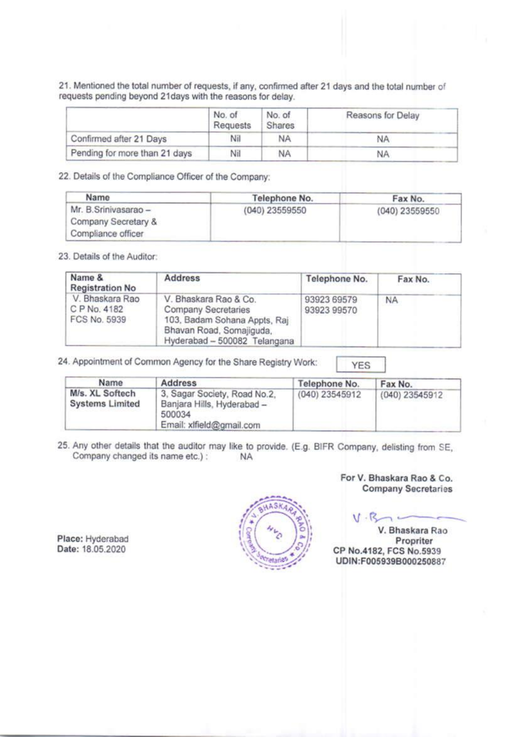21. Mentioned the total number of requests, if any, confirmed after 21 days and the total number of requests pending beyond 21days with the reasons for delay.

| | No. of Requests | No. of Shares | Reasons for Delay |
|---|---|---|---|
| Confirmed after 21 Days | Nil | NA | NA |
| Pending for more than 21 days | Nil | NA | NA |

22. Details of the Compliance Officer of the Company:

| Name | Telephone No. | Fax No. |
|---|---|---|
| Mr. B.Srinivasarao – Company Secretary & Compliance officer | (040) 23559550 | (040) 23559550 |

23. Details of the Auditor:

| Name & Registration No | Address | Telephone No. | Fax No. |
|---|---|---|---|
| V. Bhaskara Rao C P No. 4182 FCS No. 5939 | V. Bhaskara Rao & Co. Company Secretaries 103, Badam Sohana Appts, Raj Bhavan Road, Somajiguda, Hyderabad – 500082 Telangana | 93923 69579 93923 99570 | NA |

24. Appointment of Common Agency for the Share Registry Work: YES

| Name | Address | Telephone No. | Fax No. |
|---|---|---|---|
| **M/s. XL Softech Systems Limited** | 3, Sagar Society, Road No.2, Banjara Hills, Hyderabad – 500034 Email: xlfield@gmail.com | (040) 23545912 | (040) 23545912 |

25. Any other details that the auditor may like to provide. (E.g. BIFR Company, delisting from SE, Company changed its name etc.) : NA

**For V. Bhaskara Rao & Co.**
**Company Secretaries**

**V. Bhaskara Rao**
**Propriter**
**CP No.4182, FCS No.5939**
**UDIN:F005939B000250887**

**Place:** Hyderabad
**Date:** 18.05.2020